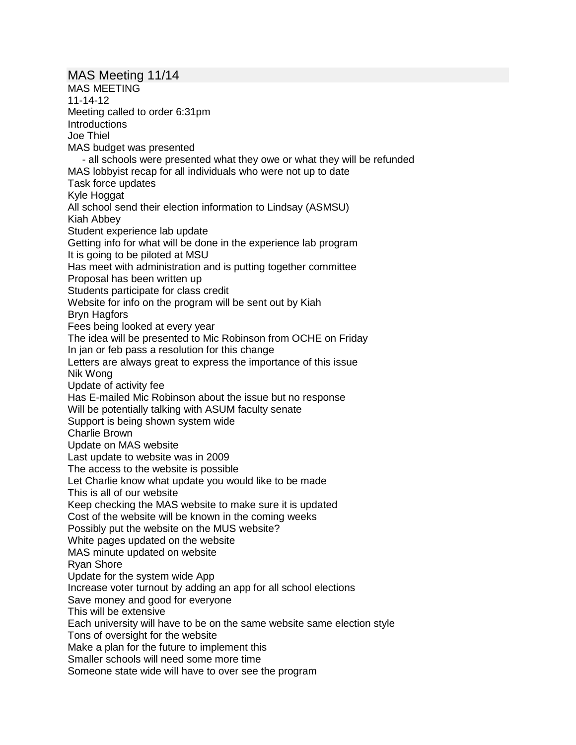# MAS Meeting 11/14

MAS MEETING
11-14-12
Meeting called to order 6:31pm
Introductions
Joe Thiel
MAS budget was presented
- all schools were presented what they owe or what they will be refunded
MAS lobbyist recap for all individuals who were not up to date
Task force updates
Kyle Hoggat
All school send their election information to Lindsay (ASMSU)
Kiah Abbey
Student experience lab update
Getting info for what will be done in the experience lab program
It is going to be piloted at MSU
Has meet with administration and is putting together committee
Proposal has been written up
Students participate for class credit
Website for info on the program will be sent out by Kiah
Bryn Hagfors
Fees being looked at every year
The idea will be presented to Mic Robinson from OCHE on Friday
In jan or feb pass a resolution for this change
Letters are always great to express the importance of this issue
Nik Wong
Update of activity fee
Has E-mailed Mic Robinson about the issue but no response
Will be potentially talking with ASUM faculty senate
Support is being shown system wide
Charlie Brown
Update on MAS website
Last update to website was in 2009
The access to the website is possible
Let Charlie know what update you would like to be made
This is all of our website
Keep checking the MAS website to make sure it is updated
Cost of the website will be known in the coming weeks
Possibly put the website on the MUS website?
White pages updated on the website
MAS minute updated on website
Ryan Shore
Update for the system wide App
Increase voter turnout by adding an app for all school elections
Save money and good for everyone
This will be extensive
Each university will have to be on the same website same election style
Tons of oversight for the website
Make a plan for the future to implement this
Smaller schools will need some more time
Someone state wide will have to over see the program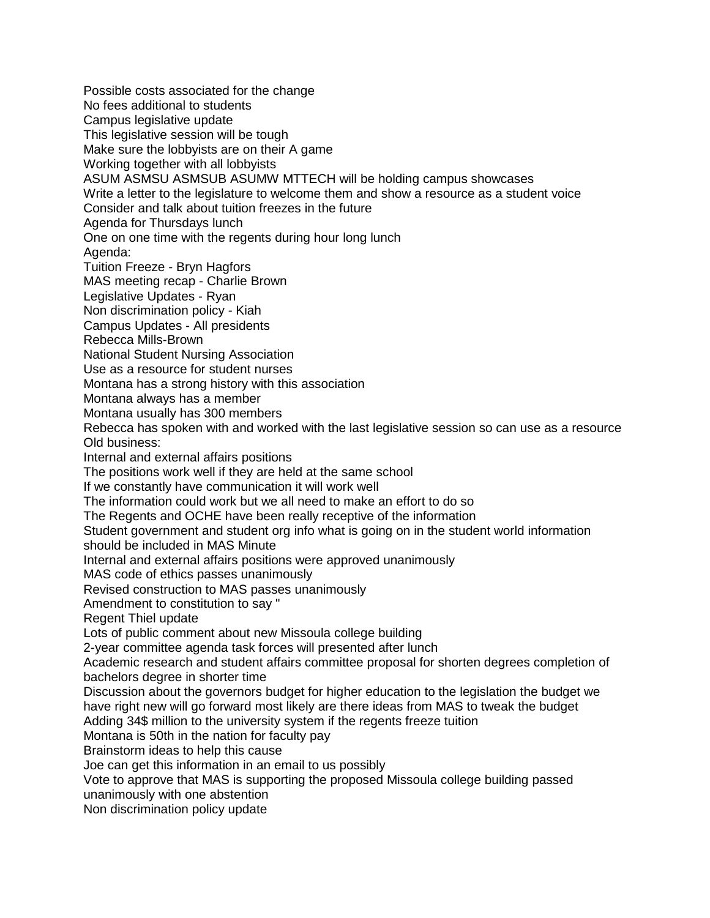Possible costs associated for the change
No fees additional to students
Campus legislative update
This legislative session will be tough
Make sure the lobbyists are on their A game
Working together with all lobbyists
ASUM ASMSU ASMSUB ASUMW MTTECH will be holding campus showcases
Write a letter to the legislature to welcome them and show a resource as a student voice
Consider and talk about tuition freezes in the future
Agenda for Thursdays lunch
One on one time with the regents during hour long lunch
Agenda:
Tuition Freeze - Bryn Hagfors
MAS meeting recap - Charlie Brown
Legislative Updates - Ryan
Non discrimination policy - Kiah
Campus Updates - All presidents
Rebecca Mills-Brown
National Student Nursing Association
Use as a resource for student nurses
Montana has a strong history with this association
Montana always has a member
Montana usually has 300 members
Rebecca has spoken with and worked with the last legislative session so can use as a resource
Old business:
Internal and external affairs positions
The positions work well if they are held at the same school
If we constantly have communication it will work well
The information could work but we all need to make an effort to do so
The Regents and OCHE have been really receptive of the information
Student government and student org info what is going on in the student world information should be included in MAS Minute
Internal and external affairs positions were approved unanimously
MAS code of ethics passes unanimously
Revised construction to MAS passes unanimously
Amendment to constitution to say "
Regent Thiel update
Lots of public comment about new Missoula college building
2-year committee agenda task forces will presented after lunch
Academic research and student affairs committee proposal for shorten degrees completion of bachelors degree in shorter time
Discussion about the governors budget for higher education to the legislation the budget we have right new will go forward most likely are there ideas from MAS to tweak the budget
Adding 34$ million to the university system if the regents freeze tuition
Montana is 50th in the nation for faculty pay
Brainstorm ideas to help this cause
Joe can get this information in an email to us possibly
Vote to approve that MAS is supporting the proposed Missoula college building passed unanimously with one abstention
Non discrimination policy update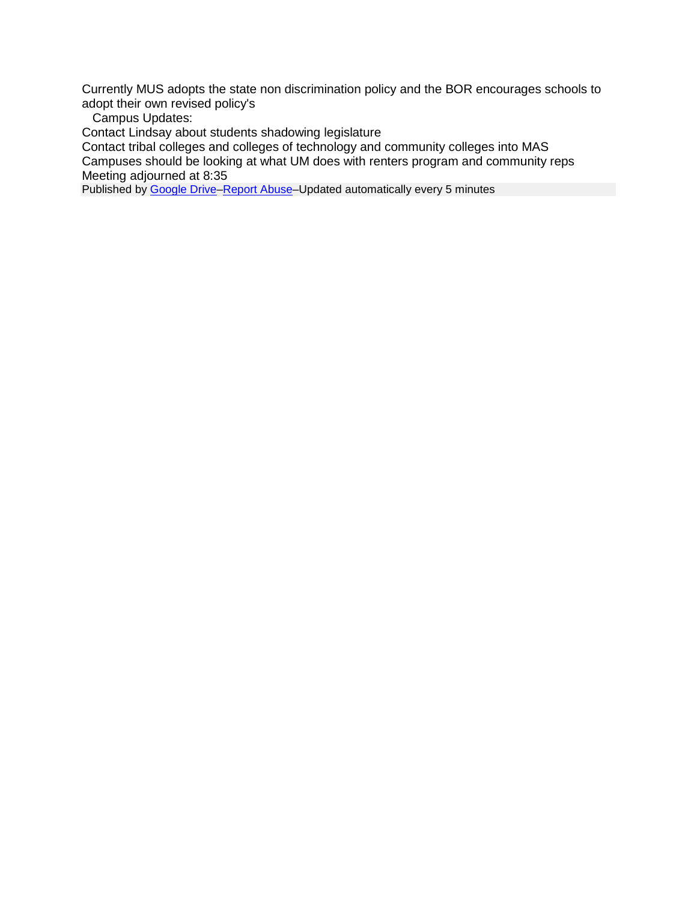Currently MUS adopts the state non discrimination policy and the BOR encourages schools to adopt their own revised policy's

Campus Updates:

Contact Lindsay about students shadowing legislature

Contact tribal colleges and colleges of technology and community colleges into MAS

Campuses should be looking at what UM does with renters program and community reps

Meeting adjourned at 8:35